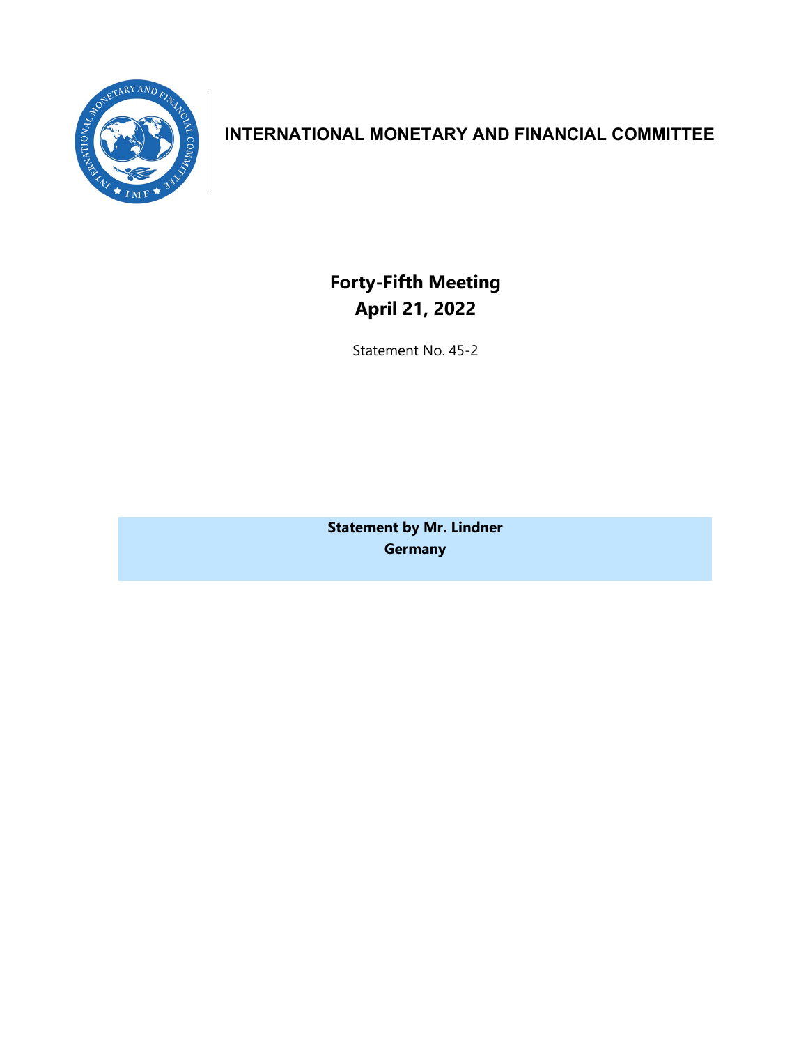# INTERNATIONAL MONETARY AND FINANCIAL COMMITTEE

## Forty-Fifth Meeting
## April 21, 2022

Statement No. 45-2

**Statement by Mr. Lindner**
**Germany**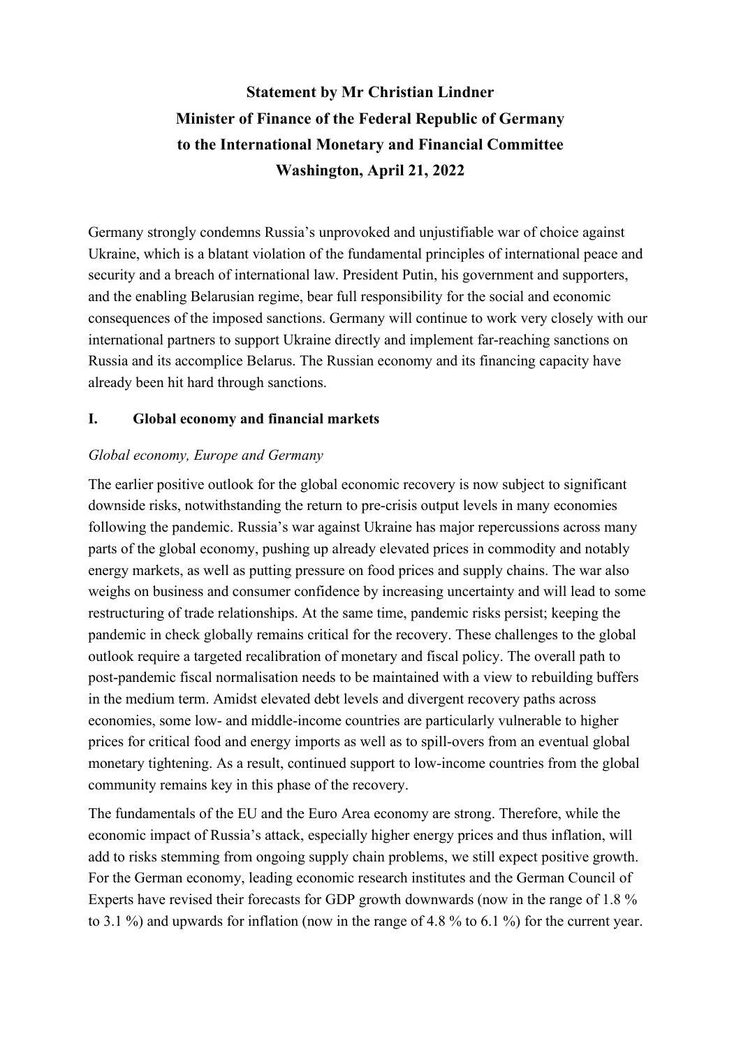**Statement by Mr Christian Lindner**
**Minister of Finance of the Federal Republic of Germany**
**to the International Monetary and Financial Committee**
**Washington, April 21, 2022**

Germany strongly condemns Russia's unprovoked and unjustifiable war of choice against Ukraine, which is a blatant violation of the fundamental principles of international peace and security and a breach of international law. President Putin, his government and supporters, and the enabling Belarusian regime, bear full responsibility for the social and economic consequences of the imposed sanctions. Germany will continue to work very closely with our international partners to support Ukraine directly and implement far-reaching sanctions on Russia and its accomplice Belarus. The Russian economy and its financing capacity have already been hit hard through sanctions.

## I. Global economy and financial markets

*Global economy, Europe and Germany*

The earlier positive outlook for the global economic recovery is now subject to significant downside risks, notwithstanding the return to pre-crisis output levels in many economies following the pandemic. Russia's war against Ukraine has major repercussions across many parts of the global economy, pushing up already elevated prices in commodity and notably energy markets, as well as putting pressure on food prices and supply chains. The war also weighs on business and consumer confidence by increasing uncertainty and will lead to some restructuring of trade relationships. At the same time, pandemic risks persist; keeping the pandemic in check globally remains critical for the recovery. These challenges to the global outlook require a targeted recalibration of monetary and fiscal policy. The overall path to post-pandemic fiscal normalisation needs to be maintained with a view to rebuilding buffers in the medium term. Amidst elevated debt levels and divergent recovery paths across economies, some low- and middle-income countries are particularly vulnerable to higher prices for critical food and energy imports as well as to spill-overs from an eventual global monetary tightening. As a result, continued support to low-income countries from the global community remains key in this phase of the recovery.

The fundamentals of the EU and the Euro Area economy are strong. Therefore, while the economic impact of Russia's attack, especially higher energy prices and thus inflation, will add to risks stemming from ongoing supply chain problems, we still expect positive growth. For the German economy, leading economic research institutes and the German Council of Experts have revised their forecasts for GDP growth downwards (now in the range of 1.8 % to 3.1 %) and upwards for inflation (now in the range of 4.8 % to 6.1 %) for the current year.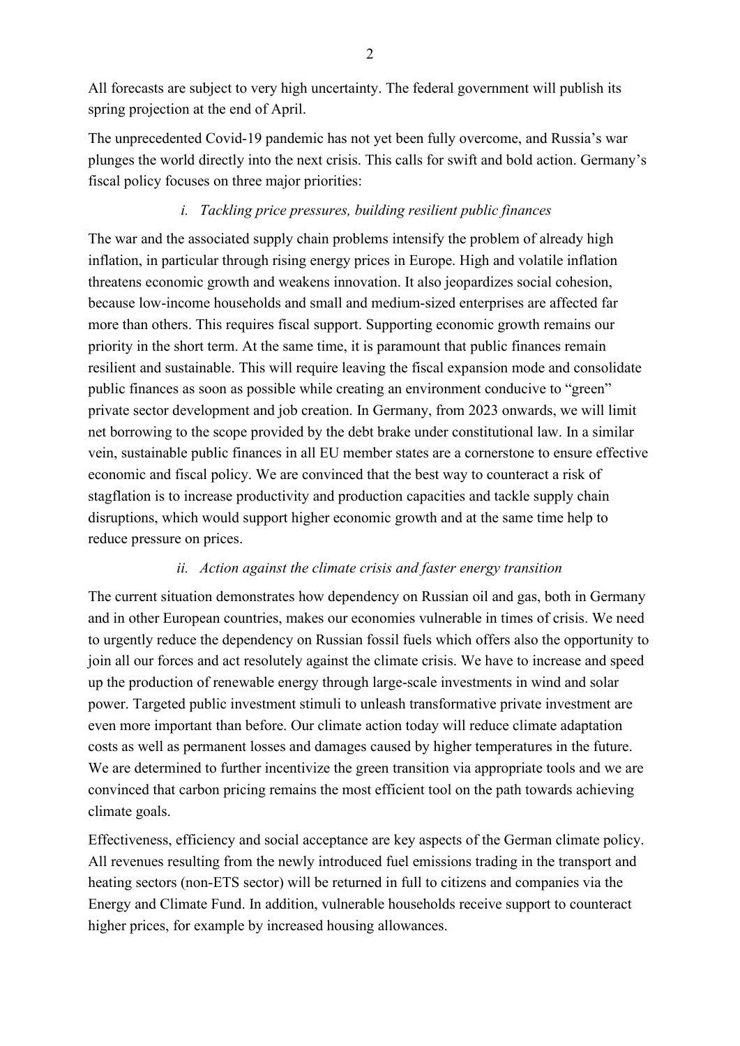All forecasts are subject to very high uncertainty. The federal government will publish its spring projection at the end of April.

The unprecedented Covid-19 pandemic has not yet been fully overcome, and Russia's war plunges the world directly into the next crisis. This calls for swift and bold action. Germany's fiscal policy focuses on three major priorities:

*i. Tackling price pressures, building resilient public finances*

The war and the associated supply chain problems intensify the problem of already high inflation, in particular through rising energy prices in Europe. High and volatile inflation threatens economic growth and weakens innovation. It also jeopardizes social cohesion, because low-income households and small and medium-sized enterprises are affected far more than others. This requires fiscal support. Supporting economic growth remains our priority in the short term. At the same time, it is paramount that public finances remain resilient and sustainable. This will require leaving the fiscal expansion mode and consolidate public finances as soon as possible while creating an environment conducive to "green" private sector development and job creation. In Germany, from 2023 onwards, we will limit net borrowing to the scope provided by the debt brake under constitutional law. In a similar vein, sustainable public finances in all EU member states are a cornerstone to ensure effective economic and fiscal policy. We are convinced that the best way to counteract a risk of stagflation is to increase productivity and production capacities and tackle supply chain disruptions, which would support higher economic growth and at the same time help to reduce pressure on prices.

*ii. Action against the climate crisis and faster energy transition*

The current situation demonstrates how dependency on Russian oil and gas, both in Germany and in other European countries, makes our economies vulnerable in times of crisis. We need to urgently reduce the dependency on Russian fossil fuels which offers also the opportunity to join all our forces and act resolutely against the climate crisis. We have to increase and speed up the production of renewable energy through large-scale investments in wind and solar power. Targeted public investment stimuli to unleash transformative private investment are even more important than before. Our climate action today will reduce climate adaptation costs as well as permanent losses and damages caused by higher temperatures in the future. We are determined to further incentivize the green transition via appropriate tools and we are convinced that carbon pricing remains the most efficient tool on the path towards achieving climate goals.

Effectiveness, efficiency and social acceptance are key aspects of the German climate policy. All revenues resulting from the newly introduced fuel emissions trading in the transport and heating sectors (non-ETS sector) will be returned in full to citizens and companies via the Energy and Climate Fund. In addition, vulnerable households receive support to counteract higher prices, for example by increased housing allowances.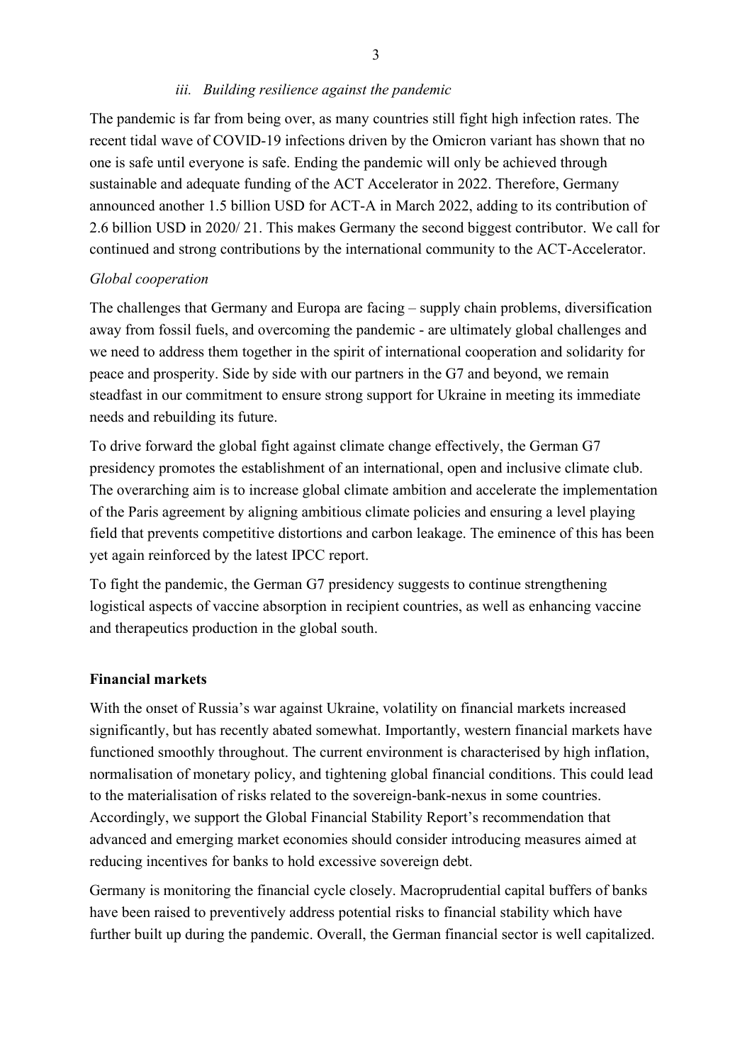### *iii. Building resilience against the pandemic*

The pandemic is far from being over, as many countries still fight high infection rates. The recent tidal wave of COVID-19 infections driven by the Omicron variant has shown that no one is safe until everyone is safe. Ending the pandemic will only be achieved through sustainable and adequate funding of the ACT Accelerator in 2022. Therefore, Germany announced another 1.5 billion USD for ACT-A in March 2022, adding to its contribution of 2.6 billion USD in 2020/ 21. This makes Germany the second biggest contributor. We call for continued and strong contributions by the international community to the ACT-Accelerator.

*Global cooperation*

The challenges that Germany and Europa are facing – supply chain problems, diversification away from fossil fuels, and overcoming the pandemic - are ultimately global challenges and we need to address them together in the spirit of international cooperation and solidarity for peace and prosperity. Side by side with our partners in the G7 and beyond, we remain steadfast in our commitment to ensure strong support for Ukraine in meeting its immediate needs and rebuilding its future.

To drive forward the global fight against climate change effectively, the German G7 presidency promotes the establishment of an international, open and inclusive climate club. The overarching aim is to increase global climate ambition and accelerate the implementation of the Paris agreement by aligning ambitious climate policies and ensuring a level playing field that prevents competitive distortions and carbon leakage. The eminence of this has been yet again reinforced by the latest IPCC report.

To fight the pandemic, the German G7 presidency suggests to continue strengthening logistical aspects of vaccine absorption in recipient countries, as well as enhancing vaccine and therapeutics production in the global south.

**Financial markets**

With the onset of Russia's war against Ukraine, volatility on financial markets increased significantly, but has recently abated somewhat. Importantly, western financial markets have functioned smoothly throughout. The current environment is characterised by high inflation, normalisation of monetary policy, and tightening global financial conditions. This could lead to the materialisation of risks related to the sovereign-bank-nexus in some countries. Accordingly, we support the Global Financial Stability Report's recommendation that advanced and emerging market economies should consider introducing measures aimed at reducing incentives for banks to hold excessive sovereign debt.

Germany is monitoring the financial cycle closely. Macroprudential capital buffers of banks have been raised to preventively address potential risks to financial stability which have further built up during the pandemic. Overall, the German financial sector is well capitalized.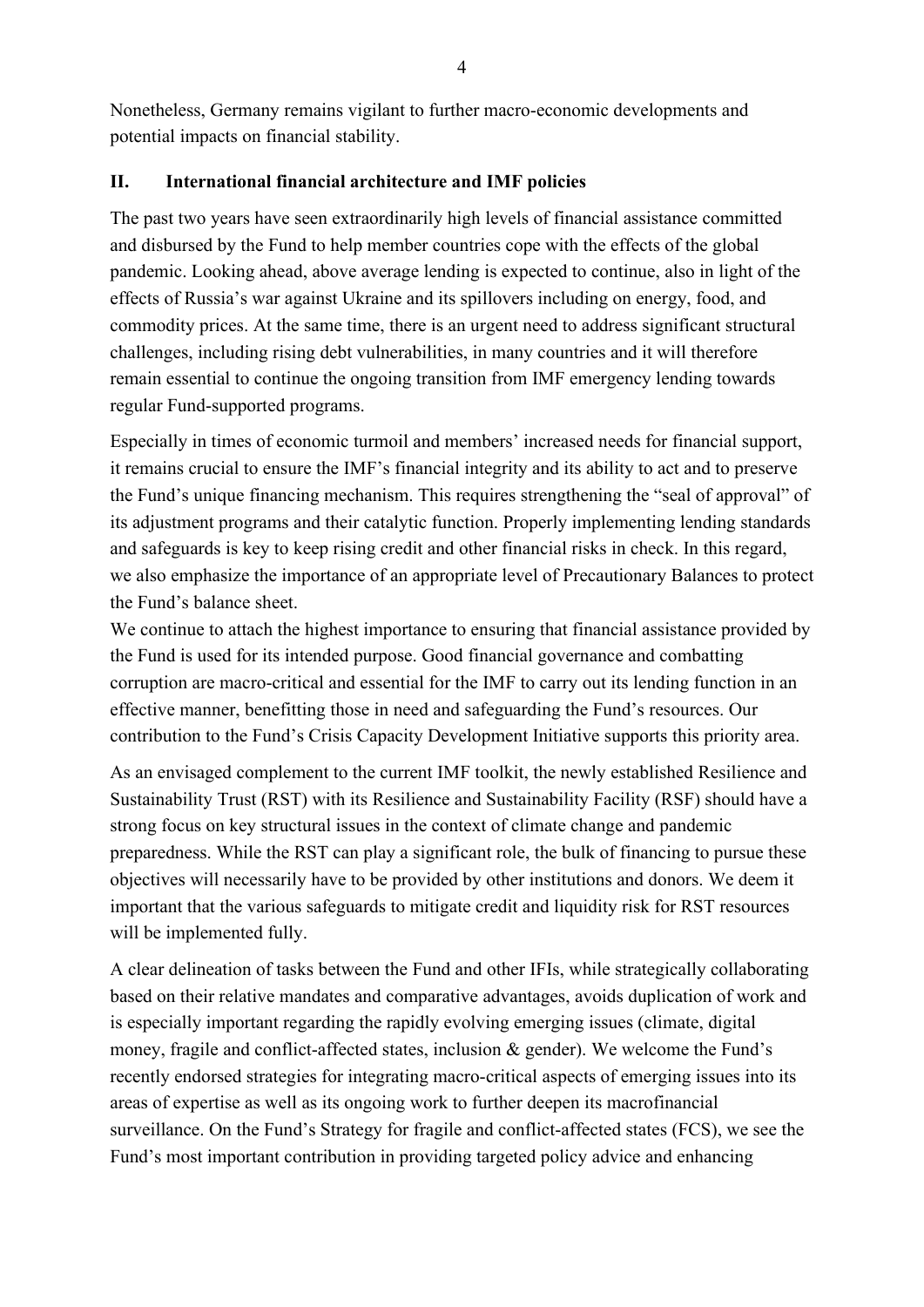Nonetheless, Germany remains vigilant to further macro-economic developments and potential impacts on financial stability.

## II. International financial architecture and IMF policies

The past two years have seen extraordinarily high levels of financial assistance committed and disbursed by the Fund to help member countries cope with the effects of the global pandemic. Looking ahead, above average lending is expected to continue, also in light of the effects of Russia's war against Ukraine and its spillovers including on energy, food, and commodity prices. At the same time, there is an urgent need to address significant structural challenges, including rising debt vulnerabilities, in many countries and it will therefore remain essential to continue the ongoing transition from IMF emergency lending towards regular Fund-supported programs.

Especially in times of economic turmoil and members' increased needs for financial support, it remains crucial to ensure the IMF's financial integrity and its ability to act and to preserve the Fund's unique financing mechanism. This requires strengthening the "seal of approval" of its adjustment programs and their catalytic function. Properly implementing lending standards and safeguards is key to keep rising credit and other financial risks in check. In this regard, we also emphasize the importance of an appropriate level of Precautionary Balances to protect the Fund's balance sheet.

We continue to attach the highest importance to ensuring that financial assistance provided by the Fund is used for its intended purpose. Good financial governance and combatting corruption are macro-critical and essential for the IMF to carry out its lending function in an effective manner, benefitting those in need and safeguarding the Fund's resources. Our contribution to the Fund's Crisis Capacity Development Initiative supports this priority area.

As an envisaged complement to the current IMF toolkit, the newly established Resilience and Sustainability Trust (RST) with its Resilience and Sustainability Facility (RSF) should have a strong focus on key structural issues in the context of climate change and pandemic preparedness. While the RST can play a significant role, the bulk of financing to pursue these objectives will necessarily have to be provided by other institutions and donors. We deem it important that the various safeguards to mitigate credit and liquidity risk for RST resources will be implemented fully.

A clear delineation of tasks between the Fund and other IFIs, while strategically collaborating based on their relative mandates and comparative advantages, avoids duplication of work and is especially important regarding the rapidly evolving emerging issues (climate, digital money, fragile and conflict-affected states, inclusion & gender). We welcome the Fund's recently endorsed strategies for integrating macro-critical aspects of emerging issues into its areas of expertise as well as its ongoing work to further deepen its macrofinancial surveillance. On the Fund's Strategy for fragile and conflict-affected states (FCS), we see the Fund's most important contribution in providing targeted policy advice and enhancing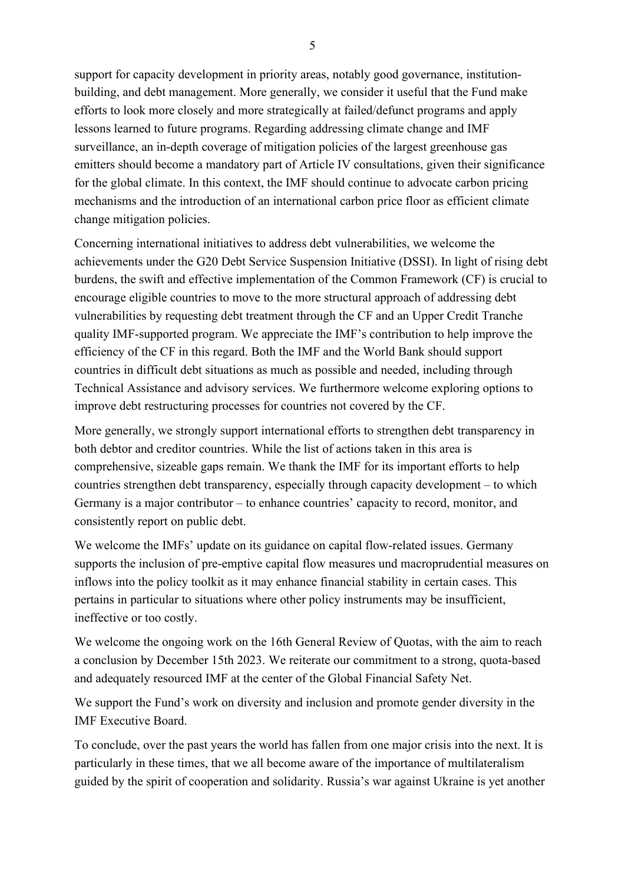support for capacity development in priority areas, notably good governance, institution-building, and debt management. More generally, we consider it useful that the Fund make efforts to look more closely and more strategically at failed/defunct programs and apply lessons learned to future programs. Regarding addressing climate change and IMF surveillance, an in-depth coverage of mitigation policies of the largest greenhouse gas emitters should become a mandatory part of Article IV consultations, given their significance for the global climate. In this context, the IMF should continue to advocate carbon pricing mechanisms and the introduction of an international carbon price floor as efficient climate change mitigation policies.

Concerning international initiatives to address debt vulnerabilities, we welcome the achievements under the G20 Debt Service Suspension Initiative (DSSI). In light of rising debt burdens, the swift and effective implementation of the Common Framework (CF) is crucial to encourage eligible countries to move to the more structural approach of addressing debt vulnerabilities by requesting debt treatment through the CF and an Upper Credit Tranche quality IMF-supported program. We appreciate the IMF's contribution to help improve the efficiency of the CF in this regard. Both the IMF and the World Bank should support countries in difficult debt situations as much as possible and needed, including through Technical Assistance and advisory services. We furthermore welcome exploring options to improve debt restructuring processes for countries not covered by the CF.

More generally, we strongly support international efforts to strengthen debt transparency in both debtor and creditor countries. While the list of actions taken in this area is comprehensive, sizeable gaps remain. We thank the IMF for its important efforts to help countries strengthen debt transparency, especially through capacity development – to which Germany is a major contributor – to enhance countries' capacity to record, monitor, and consistently report on public debt.

We welcome the IMFs' update on its guidance on capital flow-related issues. Germany supports the inclusion of pre-emptive capital flow measures und macroprudential measures on inflows into the policy toolkit as it may enhance financial stability in certain cases. This pertains in particular to situations where other policy instruments may be insufficient, ineffective or too costly.

We welcome the ongoing work on the 16th General Review of Quotas, with the aim to reach a conclusion by December 15th 2023. We reiterate our commitment to a strong, quota-based and adequately resourced IMF at the center of the Global Financial Safety Net.

We support the Fund's work on diversity and inclusion and promote gender diversity in the IMF Executive Board.

To conclude, over the past years the world has fallen from one major crisis into the next. It is particularly in these times, that we all become aware of the importance of multilateralism guided by the spirit of cooperation and solidarity. Russia's war against Ukraine is yet another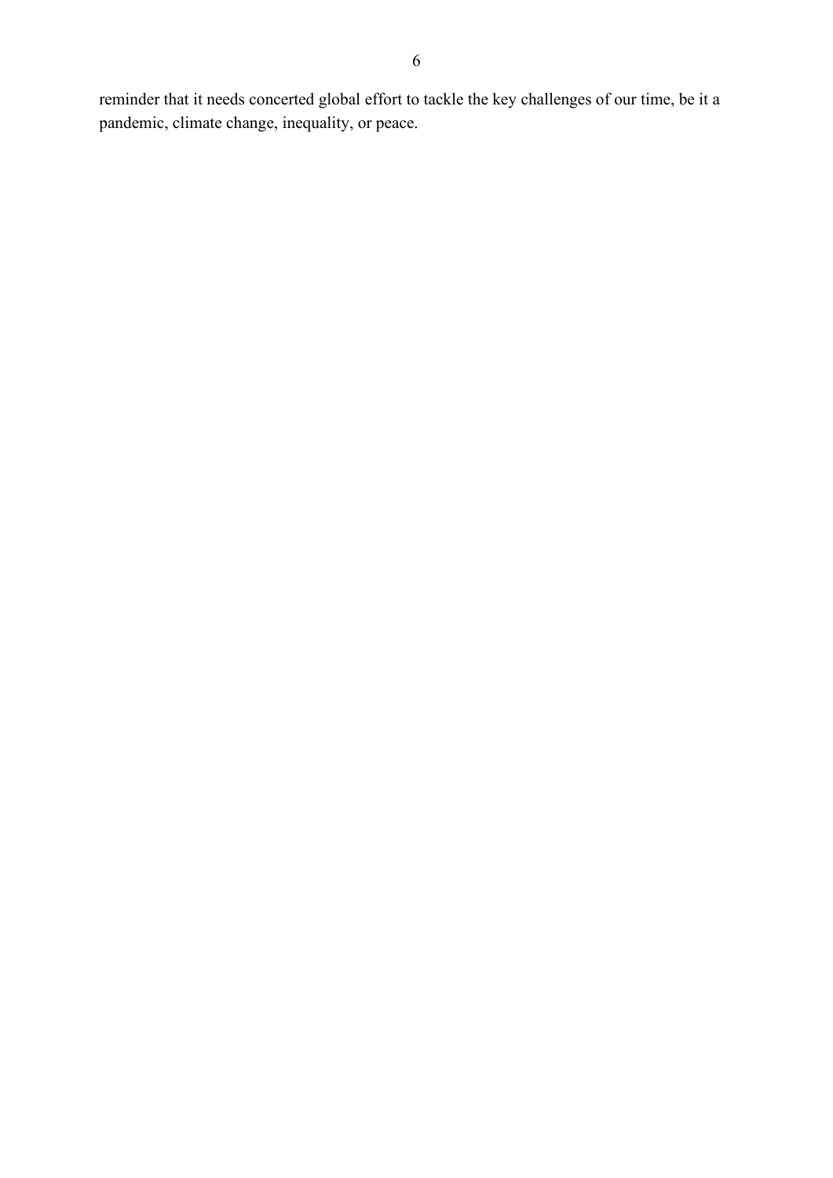reminder that it needs concerted global effort to tackle the key challenges of our time, be it a pandemic, climate change, inequality, or peace.